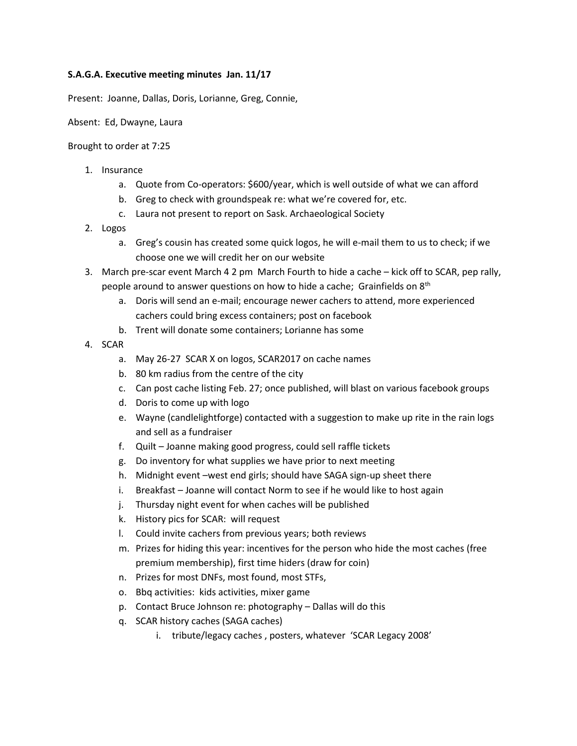**S.A.G.A. Executive meeting minutes Jan. 11/17**

Present: Joanne, Dallas, Doris, Lorianne, Greg, Connie,

Absent: Ed, Dwayne, Laura

Brought to order at 7:25

1. Insurance
   a. Quote from Co-operators: $600/year, which is well outside of what we can afford
   b. Greg to check with groundspeak re: what we're covered for, etc.
   c. Laura not present to report on Sask. Archaeological Society
2. Logos
   a. Greg's cousin has created some quick logos, he will e-mail them to us to check; if we choose one we will credit her on our website
3. March pre-scar event March 4 2 pm March Fourth to hide a cache – kick off to SCAR, pep rally, people around to answer questions on how to hide a cache; Grainfields on 8th
   a. Doris will send an e-mail; encourage newer cachers to attend, more experienced cachers could bring excess containers; post on facebook
   b. Trent will donate some containers; Lorianne has some
4. SCAR
   a. May 26-27 SCAR X on logos, SCAR2017 on cache names
   b. 80 km radius from the centre of the city
   c. Can post cache listing Feb. 27; once published, will blast on various facebook groups
   d. Doris to come up with logo
   e. Wayne (candlelightforge) contacted with a suggestion to make up rite in the rain logs and sell as a fundraiser
   f. Quilt – Joanne making good progress, could sell raffle tickets
   g. Do inventory for what supplies we have prior to next meeting
   h. Midnight event –west end girls; should have SAGA sign-up sheet there
   i. Breakfast – Joanne will contact Norm to see if he would like to host again
   j. Thursday night event for when caches will be published
   k. History pics for SCAR: will request
   l. Could invite cachers from previous years; both reviews
   m. Prizes for hiding this year: incentives for the person who hide the most caches (free premium membership), first time hiders (draw for coin)
   n. Prizes for most DNFs, most found, most STFs,
   o. Bbq activities: kids activities, mixer game
   p. Contact Bruce Johnson re: photography – Dallas will do this
   q. SCAR history caches (SAGA caches)
      i. tribute/legacy caches , posters, whatever 'SCAR Legacy 2008'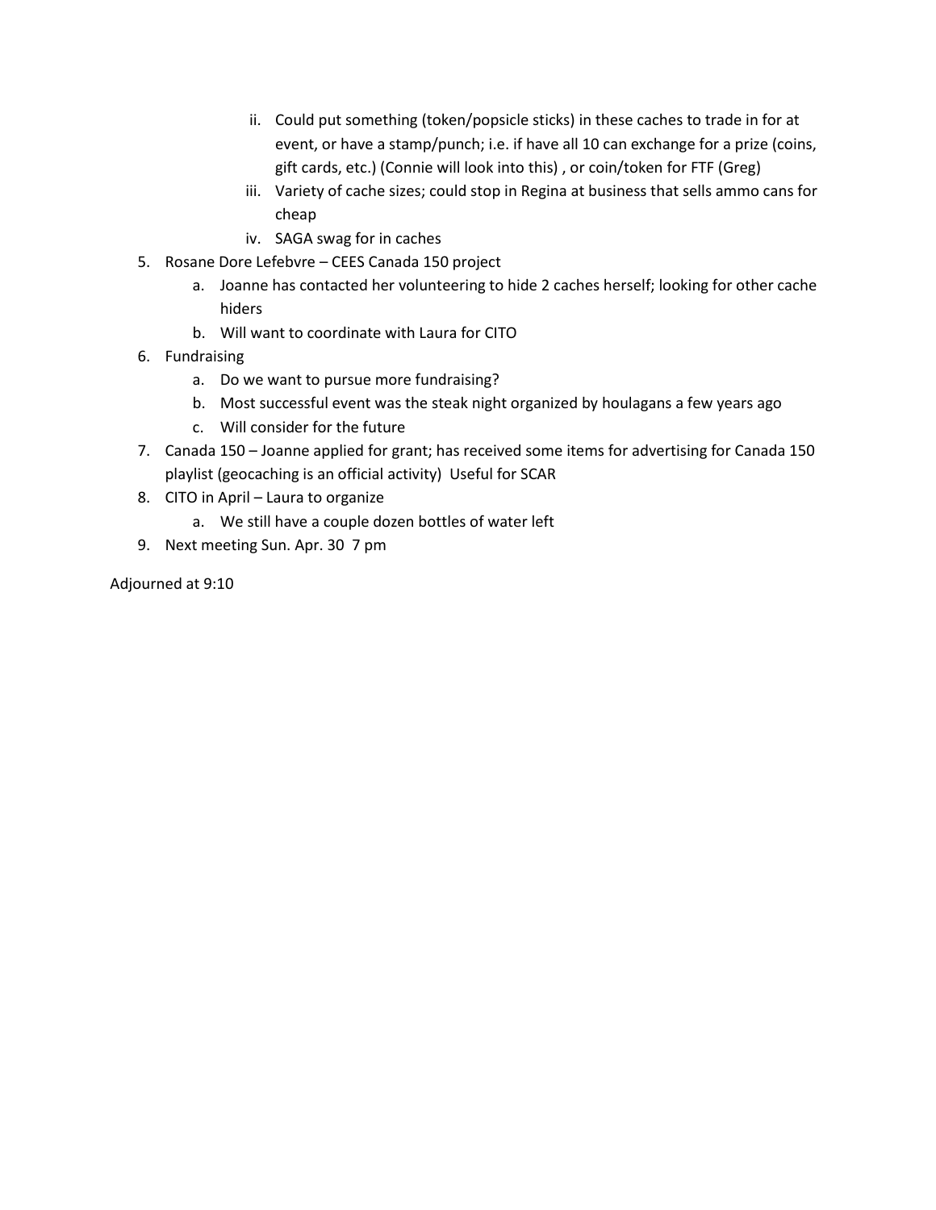ii. Could put something (token/popsicle sticks) in these caches to trade in for at event, or have a stamp/punch; i.e. if have all 10 can exchange for a prize (coins, gift cards, etc.) (Connie will look into this) , or coin/token for FTF (Greg)
   iii. Variety of cache sizes; could stop in Regina at business that sells ammo cans for cheap
   iv. SAGA swag for in caches

5. Rosane Dore Lefebvre – CEES Canada 150 project
   a. Joanne has contacted her volunteering to hide 2 caches herself; looking for other cache hiders
   b. Will want to coordinate with Laura for CITO
6. Fundraising
   a. Do we want to pursue more fundraising?
   b. Most successful event was the steak night organized by houlagans a few years ago
   c. Will consider for the future
7. Canada 150 – Joanne applied for grant; has received some items for advertising for Canada 150 playlist (geocaching is an official activity) Useful for SCAR
8. CITO in April – Laura to organize
   a. We still have a couple dozen bottles of water left
9. Next meeting Sun. Apr. 30 7 pm

Adjourned at 9:10